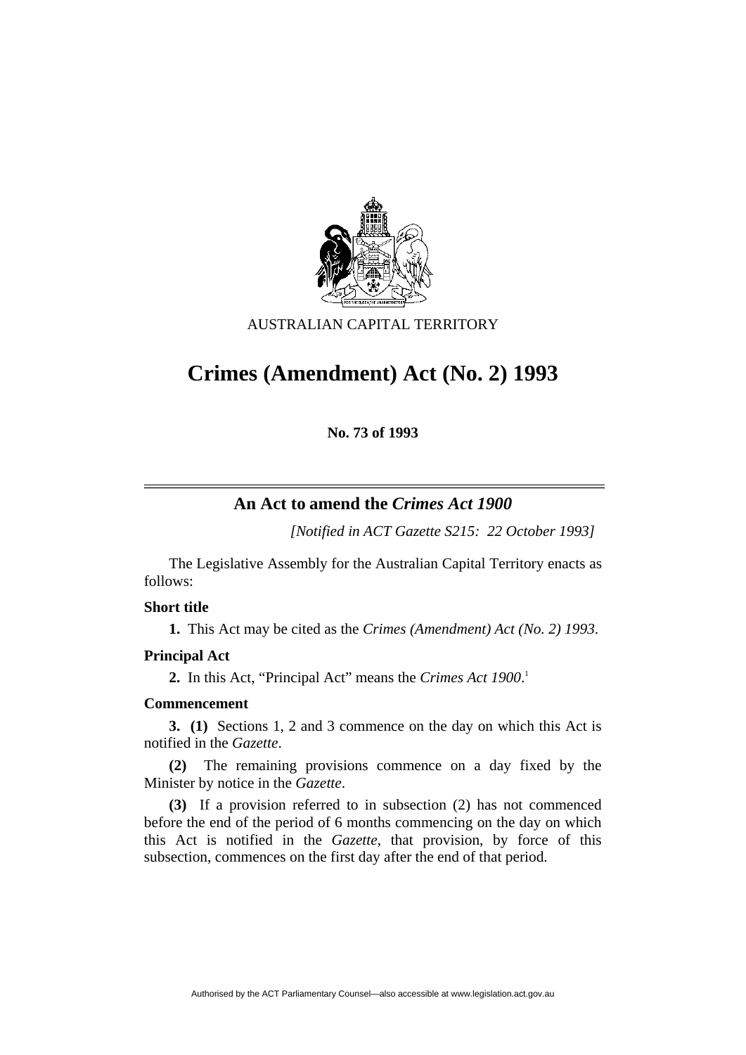AUSTRALIAN CAPITAL TERRITORY

# Crimes (Amendment) Act (No. 2) 1993

**No. 73 of 1993**

## An Act to amend the *Crimes Act 1900*

*[Notified in ACT Gazette S215: 22 October 1993]*

The Legislative Assembly for the Australian Capital Territory enacts as follows:

**Short title**

**1.** This Act may be cited as the *Crimes (Amendment) Act (No. 2) 1993*.

**Principal Act**

**2.** In this Act, "Principal Act" means the *Crimes Act 1900*.[1]

**Commencement**

**3. (1)** Sections 1, 2 and 3 commence on the day on which this Act is notified in the *Gazette*.

**(2)** The remaining provisions commence on a day fixed by the Minister by notice in the *Gazette*.

**(3)** If a provision referred to in subsection (2) has not commenced before the end of the period of 6 months commencing on the day on which this Act is notified in the *Gazette*, that provision, by force of this subsection, commences on the first day after the end of that period.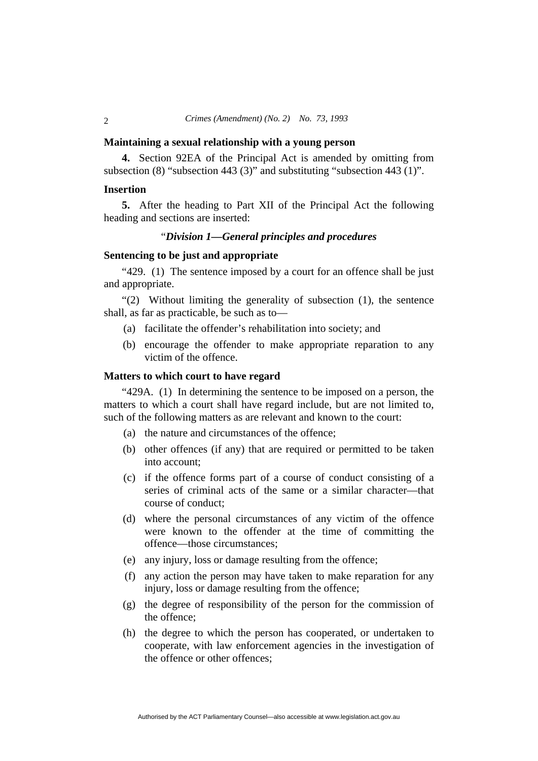**Maintaining a sexual relationship with a young person**

**4.** Section 92EA of the Principal Act is amended by omitting from subsection (8) "subsection 443 (3)" and substituting "subsection 443 (1)".

**Insertion**

**5.** After the heading to Part XII of the Principal Act the following heading and sections are inserted:

"***Division 1—General principles and procedures***

**Sentencing to be just and appropriate**

"429. (1) The sentence imposed by a court for an offence shall be just and appropriate.

"(2) Without limiting the generality of subsection (1), the sentence shall, as far as practicable, be such as to—

(a) facilitate the offender's rehabilitation into society; and

(b) encourage the offender to make appropriate reparation to any victim of the offence.

**Matters to which court to have regard**

"429A. (1) In determining the sentence to be imposed on a person, the matters to which a court shall have regard include, but are not limited to, such of the following matters as are relevant and known to the court:

(a) the nature and circumstances of the offence;

(b) other offences (if any) that are required or permitted to be taken into account;

(c) if the offence forms part of a course of conduct consisting of a series of criminal acts of the same or a similar character—that course of conduct;

(d) where the personal circumstances of any victim of the offence were known to the offender at the time of committing the offence—those circumstances;

(e) any injury, loss or damage resulting from the offence;

(f) any action the person may have taken to make reparation for any injury, loss or damage resulting from the offence;

(g) the degree of responsibility of the person for the commission of the offence;

(h) the degree to which the person has cooperated, or undertaken to cooperate, with law enforcement agencies in the investigation of the offence or other offences;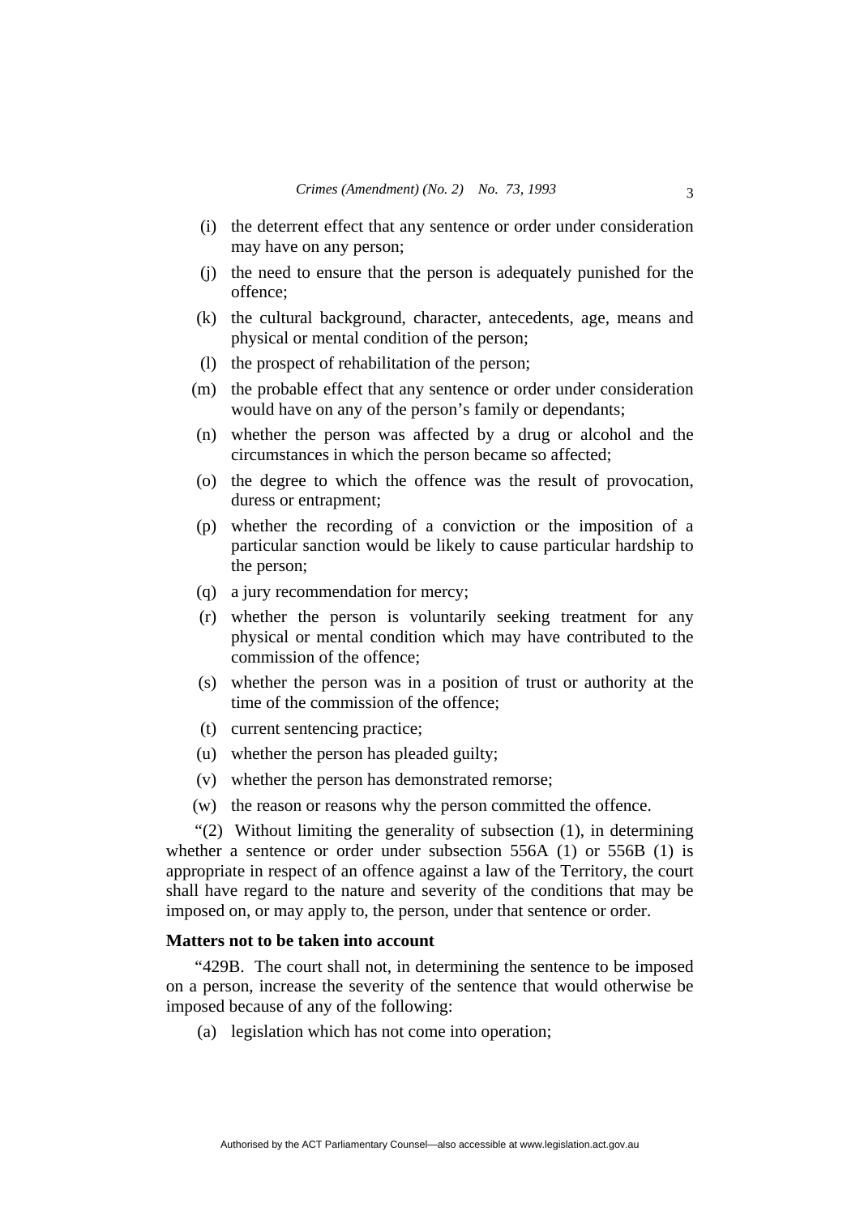(i) the deterrent effect that any sentence or order under consideration may have on any person;

(j) the need to ensure that the person is adequately punished for the offence;

(k) the cultural background, character, antecedents, age, means and physical or mental condition of the person;

(l) the prospect of rehabilitation of the person;

(m) the probable effect that any sentence or order under consideration would have on any of the person's family or dependants;

(n) whether the person was affected by a drug or alcohol and the circumstances in which the person became so affected;

(o) the degree to which the offence was the result of provocation, duress or entrapment;

(p) whether the recording of a conviction or the imposition of a particular sanction would be likely to cause particular hardship to the person;

(q) a jury recommendation for mercy;

(r) whether the person is voluntarily seeking treatment for any physical or mental condition which may have contributed to the commission of the offence;

(s) whether the person was in a position of trust or authority at the time of the commission of the offence;

(t) current sentencing practice;

(u) whether the person has pleaded guilty;

(v) whether the person has demonstrated remorse;

(w) the reason or reasons why the person committed the offence.

"(2) Without limiting the generality of subsection (1), in determining whether a sentence or order under subsection 556A (1) or 556B (1) is appropriate in respect of an offence against a law of the Territory, the court shall have regard to the nature and severity of the conditions that may be imposed on, or may apply to, the person, under that sentence or order.

**Matters not to be taken into account**

"429B. The court shall not, in determining the sentence to be imposed on a person, increase the severity of the sentence that would otherwise be imposed because of any of the following:

(a) legislation which has not come into operation;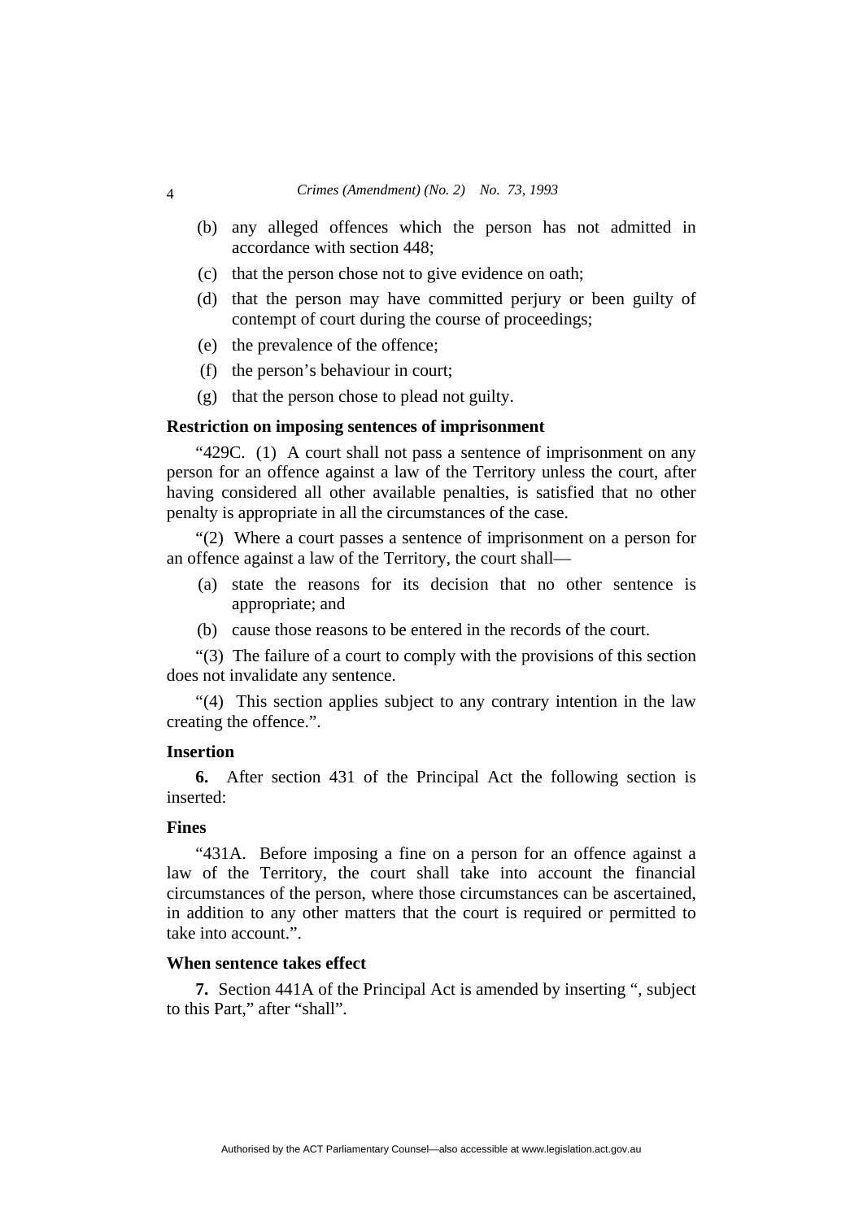- (b) any alleged offences which the person has not admitted in accordance with section 448;
- (c) that the person chose not to give evidence on oath;
- (d) that the person may have committed perjury or been guilty of contempt of court during the course of proceedings;
- (e) the prevalence of the offence;
- (f) the person's behaviour in court;
- (g) that the person chose to plead not guilty.

**Restriction on imposing sentences of imprisonment**

"429C. (1) A court shall not pass a sentence of imprisonment on any person for an offence against a law of the Territory unless the court, after having considered all other available penalties, is satisfied that no other penalty is appropriate in all the circumstances of the case.

"(2) Where a court passes a sentence of imprisonment on a person for an offence against a law of the Territory, the court shall—

- (a) state the reasons for its decision that no other sentence is appropriate; and
- (b) cause those reasons to be entered in the records of the court.

"(3) The failure of a court to comply with the provisions of this section does not invalidate any sentence.

"(4) This section applies subject to any contrary intention in the law creating the offence.".

**Insertion**

**6.** After section 431 of the Principal Act the following section is inserted:

**Fines**

"431A. Before imposing a fine on a person for an offence against a law of the Territory, the court shall take into account the financial circumstances of the person, where those circumstances can be ascertained, in addition to any other matters that the court is required or permitted to take into account.".

**When sentence takes effect**

**7.** Section 441A of the Principal Act is amended by inserting ", subject to this Part," after "shall".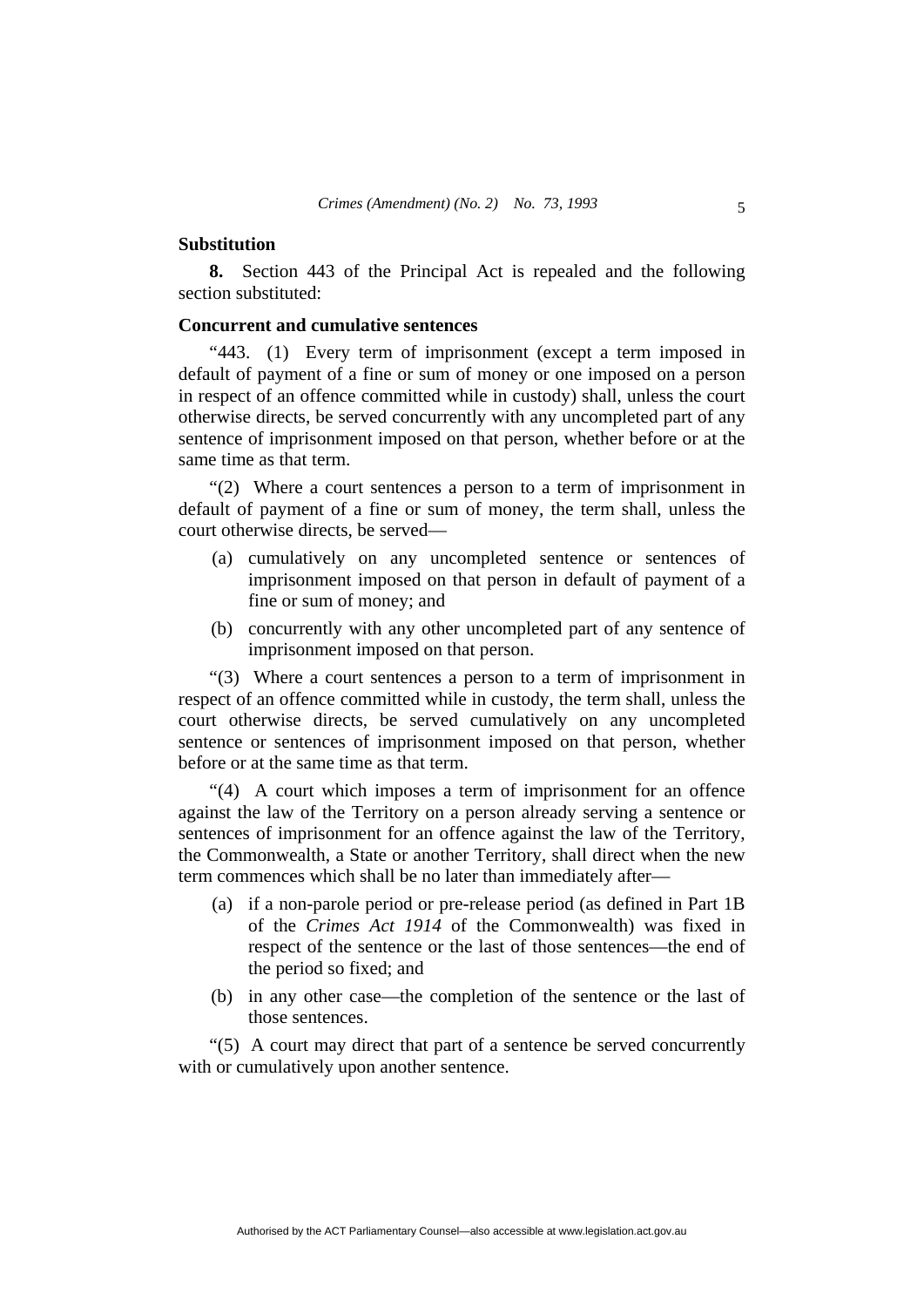**Substitution**

**8.** Section 443 of the Principal Act is repealed and the following section substituted:

**Concurrent and cumulative sentences**

"443. (1) Every term of imprisonment (except a term imposed in default of payment of a fine or sum of money or one imposed on a person in respect of an offence committed while in custody) shall, unless the court otherwise directs, be served concurrently with any uncompleted part of any sentence of imprisonment imposed on that person, whether before or at the same time as that term.

"(2) Where a court sentences a person to a term of imprisonment in default of payment of a fine or sum of money, the term shall, unless the court otherwise directs, be served—

(a) cumulatively on any uncompleted sentence or sentences of imprisonment imposed on that person in default of payment of a fine or sum of money; and

(b) concurrently with any other uncompleted part of any sentence of imprisonment imposed on that person.

"(3) Where a court sentences a person to a term of imprisonment in respect of an offence committed while in custody, the term shall, unless the court otherwise directs, be served cumulatively on any uncompleted sentence or sentences of imprisonment imposed on that person, whether before or at the same time as that term.

"(4) A court which imposes a term of imprisonment for an offence against the law of the Territory on a person already serving a sentence or sentences of imprisonment for an offence against the law of the Territory, the Commonwealth, a State or another Territory, shall direct when the new term commences which shall be no later than immediately after—

(a) if a non-parole period or pre-release period (as defined in Part 1B of the *Crimes Act 1914* of the Commonwealth) was fixed in respect of the sentence or the last of those sentences—the end of the period so fixed; and

(b) in any other case—the completion of the sentence or the last of those sentences.

"(5) A court may direct that part of a sentence be served concurrently with or cumulatively upon another sentence.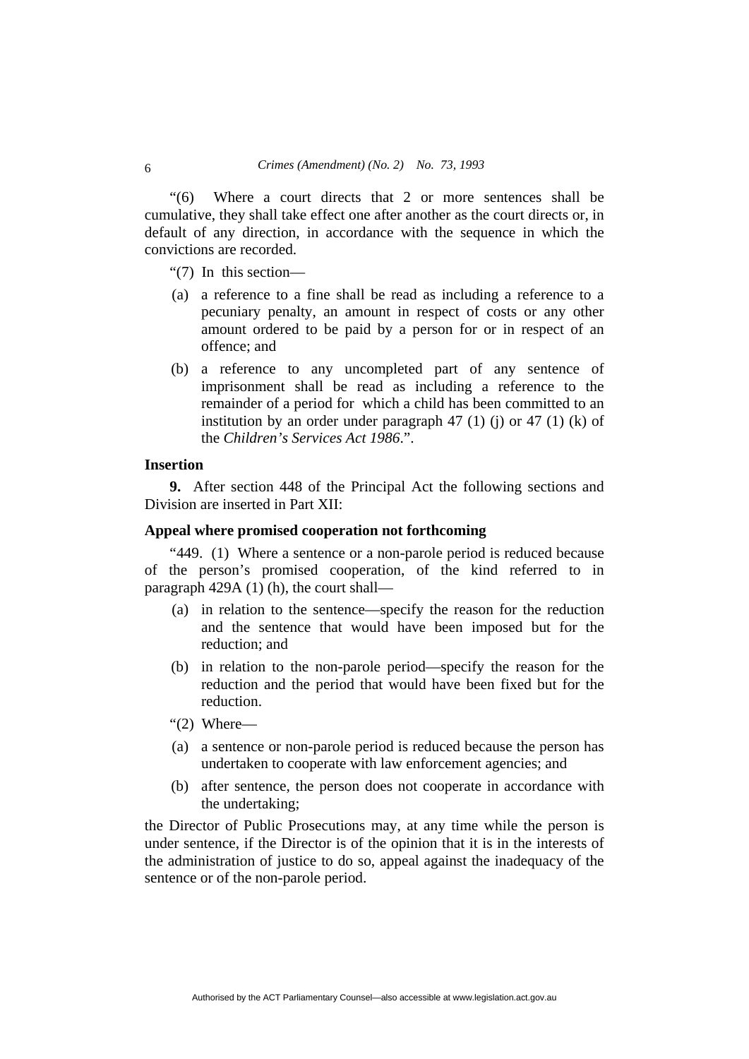"(6) Where a court directs that 2 or more sentences shall be cumulative, they shall take effect one after another as the court directs or, in default of any direction, in accordance with the sequence in which the convictions are recorded.

"(7) In this section—

(a) a reference to a fine shall be read as including a reference to a pecuniary penalty, an amount in respect of costs or any other amount ordered to be paid by a person for or in respect of an offence; and

(b) a reference to any uncompleted part of any sentence of imprisonment shall be read as including a reference to the remainder of a period for which a child has been committed to an institution by an order under paragraph 47 (1) (j) or 47 (1) (k) of the *Children's Services Act 1986*.".

**Insertion**

**9.** After section 448 of the Principal Act the following sections and Division are inserted in Part XII:

**Appeal where promised cooperation not forthcoming**

"449. (1) Where a sentence or a non-parole period is reduced because of the person's promised cooperation, of the kind referred to in paragraph 429A (1) (h), the court shall—

(a) in relation to the sentence—specify the reason for the reduction and the sentence that would have been imposed but for the reduction; and

(b) in relation to the non-parole period—specify the reason for the reduction and the period that would have been fixed but for the reduction.

"(2) Where—

(a) a sentence or non-parole period is reduced because the person has undertaken to cooperate with law enforcement agencies; and

(b) after sentence, the person does not cooperate in accordance with the undertaking;

the Director of Public Prosecutions may, at any time while the person is under sentence, if the Director is of the opinion that it is in the interests of the administration of justice to do so, appeal against the inadequacy of the sentence or of the non-parole period.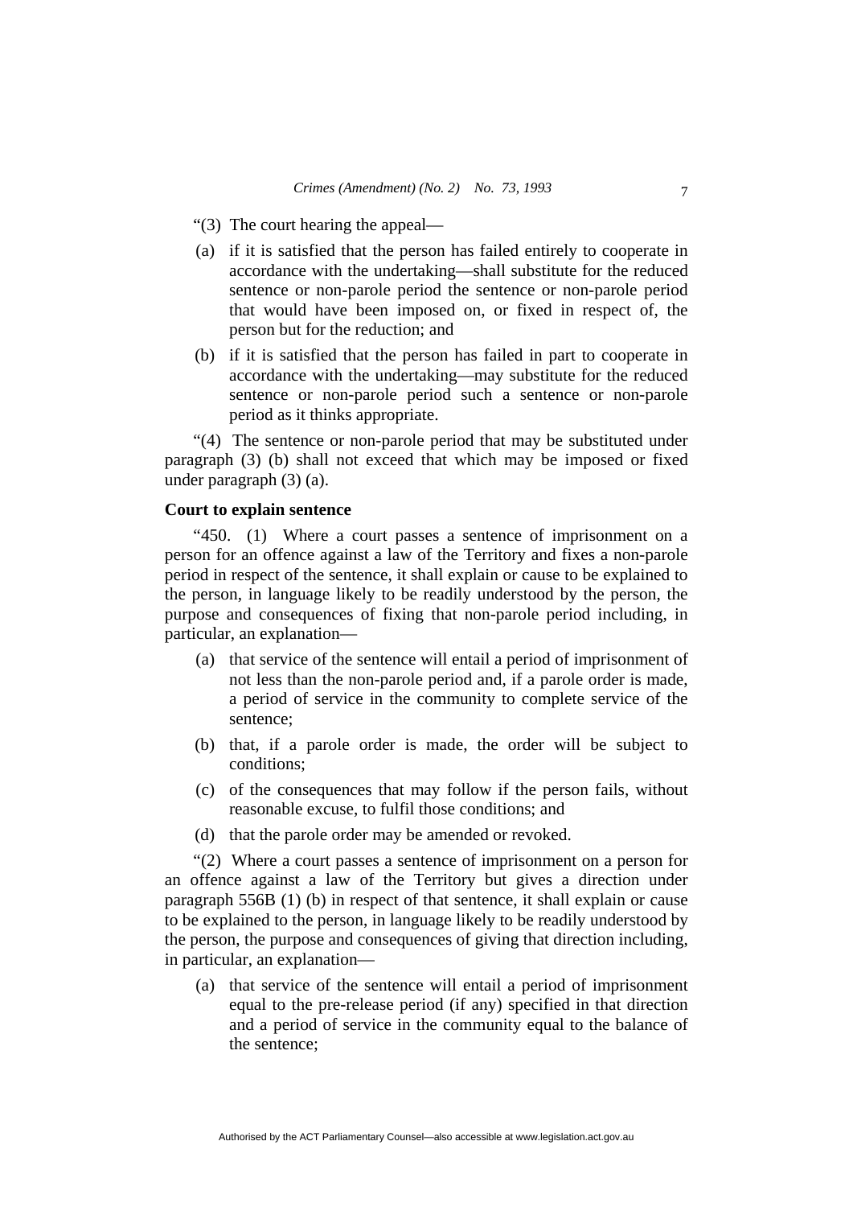"(3) The court hearing the appeal—

(a) if it is satisfied that the person has failed entirely to cooperate in accordance with the undertaking—shall substitute for the reduced sentence or non-parole period the sentence or non-parole period that would have been imposed on, or fixed in respect of, the person but for the reduction; and

(b) if it is satisfied that the person has failed in part to cooperate in accordance with the undertaking—may substitute for the reduced sentence or non-parole period such a sentence or non-parole period as it thinks appropriate.

"(4) The sentence or non-parole period that may be substituted under paragraph (3) (b) shall not exceed that which may be imposed or fixed under paragraph (3) (a).

**Court to explain sentence**

"450. (1) Where a court passes a sentence of imprisonment on a person for an offence against a law of the Territory and fixes a non-parole period in respect of the sentence, it shall explain or cause to be explained to the person, in language likely to be readily understood by the person, the purpose and consequences of fixing that non-parole period including, in particular, an explanation—

(a) that service of the sentence will entail a period of imprisonment of not less than the non-parole period and, if a parole order is made, a period of service in the community to complete service of the sentence;

(b) that, if a parole order is made, the order will be subject to conditions;

(c) of the consequences that may follow if the person fails, without reasonable excuse, to fulfil those conditions; and

(d) that the parole order may be amended or revoked.

"(2) Where a court passes a sentence of imprisonment on a person for an offence against a law of the Territory but gives a direction under paragraph 556B (1) (b) in respect of that sentence, it shall explain or cause to be explained to the person, in language likely to be readily understood by the person, the purpose and consequences of giving that direction including, in particular, an explanation—

(a) that service of the sentence will entail a period of imprisonment equal to the pre-release period (if any) specified in that direction and a period of service in the community equal to the balance of the sentence;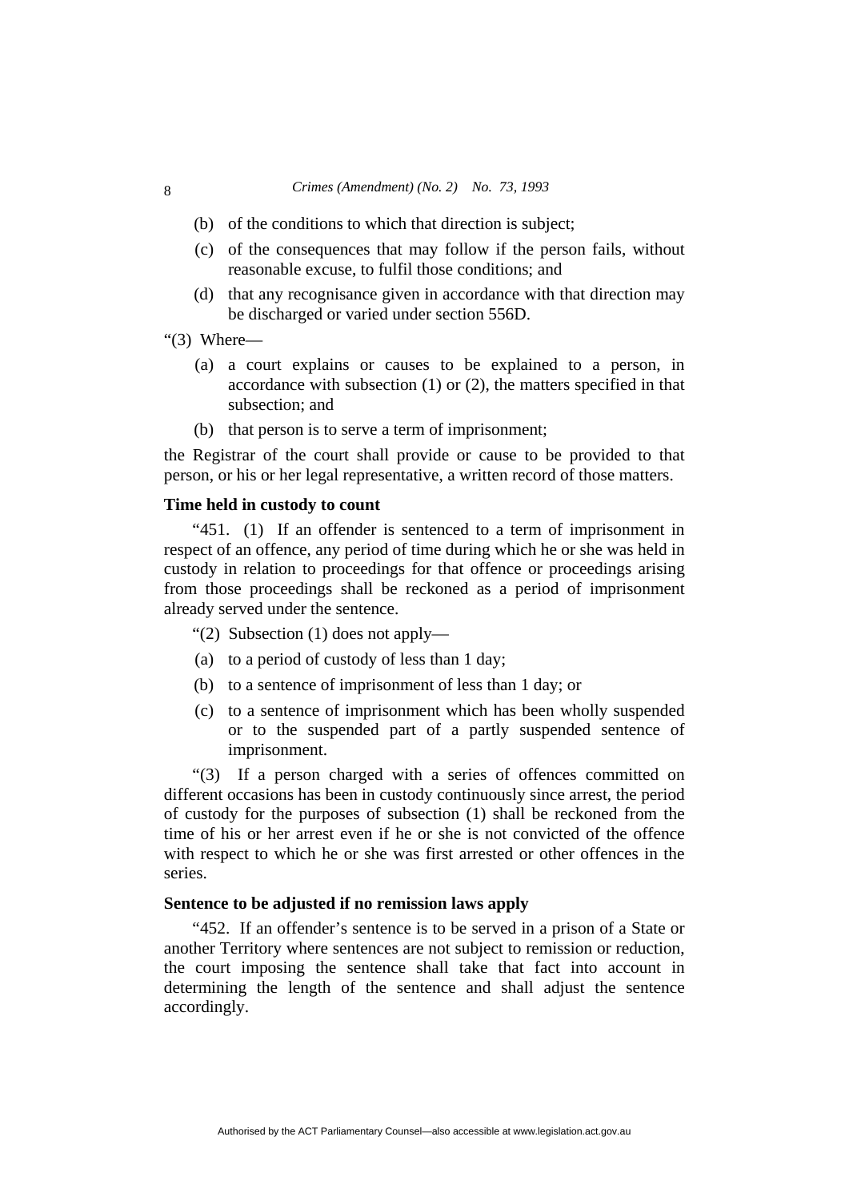(b) of the conditions to which that direction is subject;

(c) of the consequences that may follow if the person fails, without reasonable excuse, to fulfil those conditions; and

(d) that any recognisance given in accordance with that direction may be discharged or varied under section 556D.

"(3) Where—

(a) a court explains or causes to be explained to a person, in accordance with subsection (1) or (2), the matters specified in that subsection; and

(b) that person is to serve a term of imprisonment;

the Registrar of the court shall provide or cause to be provided to that person, or his or her legal representative, a written record of those matters.

**Time held in custody to count**

"451. (1) If an offender is sentenced to a term of imprisonment in respect of an offence, any period of time during which he or she was held in custody in relation to proceedings for that offence or proceedings arising from those proceedings shall be reckoned as a period of imprisonment already served under the sentence.

"(2) Subsection (1) does not apply—

(a) to a period of custody of less than 1 day;

(b) to a sentence of imprisonment of less than 1 day; or

(c) to a sentence of imprisonment which has been wholly suspended or to the suspended part of a partly suspended sentence of imprisonment.

"(3) If a person charged with a series of offences committed on different occasions has been in custody continuously since arrest, the period of custody for the purposes of subsection (1) shall be reckoned from the time of his or her arrest even if he or she is not convicted of the offence with respect to which he or she was first arrested or other offences in the series.

**Sentence to be adjusted if no remission laws apply**

"452. If an offender's sentence is to be served in a prison of a State or another Territory where sentences are not subject to remission or reduction, the court imposing the sentence shall take that fact into account in determining the length of the sentence and shall adjust the sentence accordingly.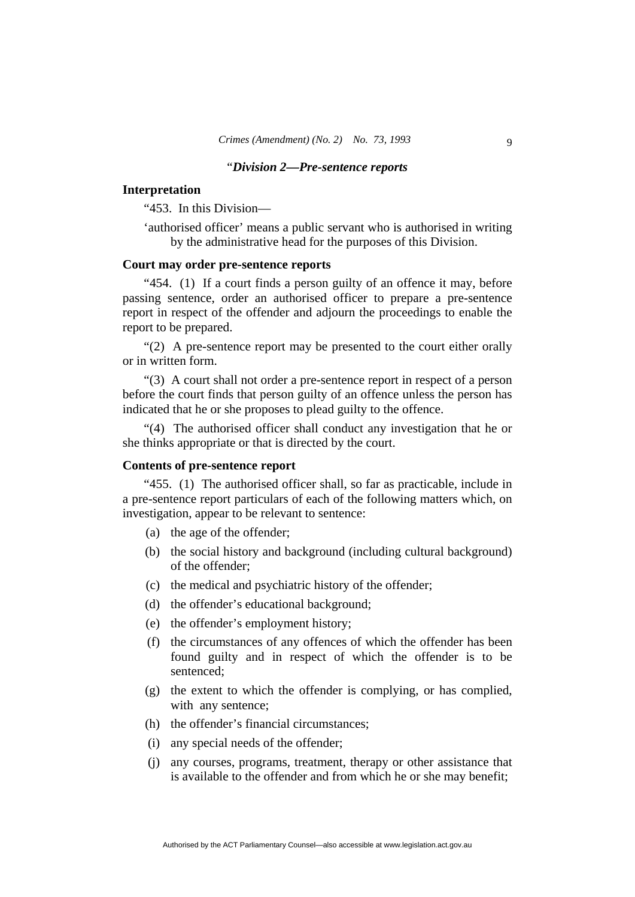"*Division 2—Pre-sentence reports*

**Interpretation**

"453. In this Division—

'authorised officer' means a public servant who is authorised in writing by the administrative head for the purposes of this Division.

**Court may order pre-sentence reports**

"454. (1) If a court finds a person guilty of an offence it may, before passing sentence, order an authorised officer to prepare a pre-sentence report in respect of the offender and adjourn the proceedings to enable the report to be prepared.

"(2) A pre-sentence report may be presented to the court either orally or in written form.

"(3) A court shall not order a pre-sentence report in respect of a person before the court finds that person guilty of an offence unless the person has indicated that he or she proposes to plead guilty to the offence.

"(4) The authorised officer shall conduct any investigation that he or she thinks appropriate or that is directed by the court.

**Contents of pre-sentence report**

"455. (1) The authorised officer shall, so far as practicable, include in a pre-sentence report particulars of each of the following matters which, on investigation, appear to be relevant to sentence:

(a) the age of the offender;

(b) the social history and background (including cultural background) of the offender;

(c) the medical and psychiatric history of the offender;

(d) the offender's educational background;

(e) the offender's employment history;

(f) the circumstances of any offences of which the offender has been found guilty and in respect of which the offender is to be sentenced;

(g) the extent to which the offender is complying, or has complied, with any sentence;

(h) the offender's financial circumstances;

(i) any special needs of the offender;

(j) any courses, programs, treatment, therapy or other assistance that is available to the offender and from which he or she may benefit;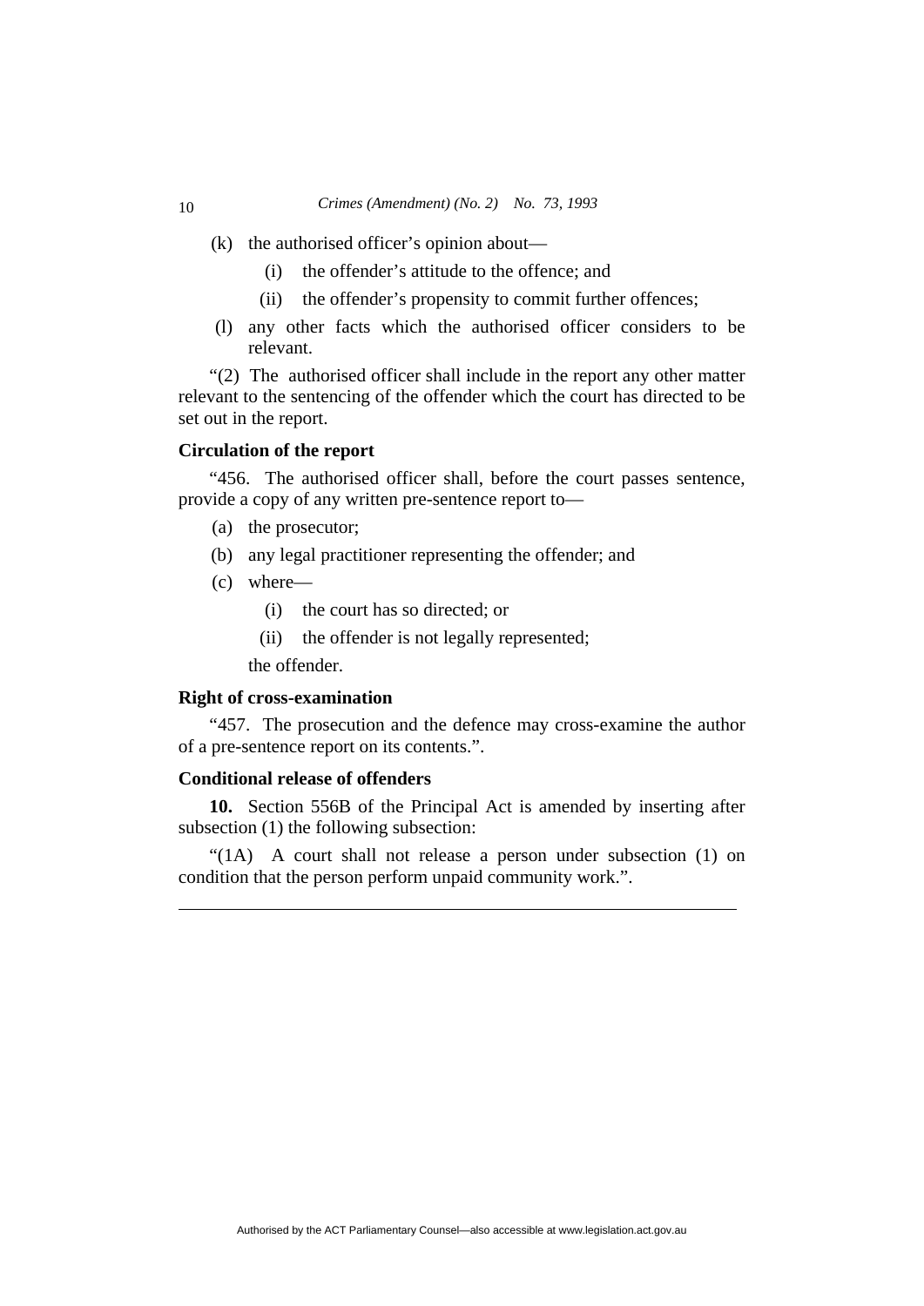(k) the authorised officer's opinion about—

  (i) the offender's attitude to the offence; and

  (ii) the offender's propensity to commit further offences;

(l) any other facts which the authorised officer considers to be relevant.

"(2) The authorised officer shall include in the report any other matter relevant to the sentencing of the offender which the court has directed to be set out in the report.

**Circulation of the report**

"456. The authorised officer shall, before the court passes sentence, provide a copy of any written pre-sentence report to—

(a) the prosecutor;

(b) any legal practitioner representing the offender; and

(c) where—

  (i) the court has so directed; or

  (ii) the offender is not legally represented;

 the offender.

**Right of cross-examination**

"457. The prosecution and the defence may cross-examine the author of a pre-sentence report on its contents.".

**Conditional release of offenders**

**10.** Section 556B of the Principal Act is amended by inserting after subsection (1) the following subsection:

"(1A) A court shall not release a person under subsection (1) on condition that the person perform unpaid community work.".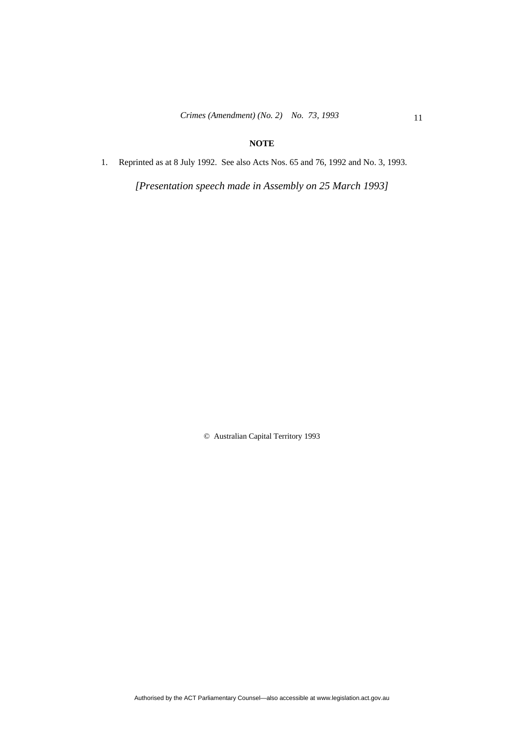## NOTE

1. Reprinted as at 8 July 1992. See also Acts Nos. 65 and 76, 1992 and No. 3, 1993.

*[Presentation speech made in Assembly on 25 March 1993]*

© Australian Capital Territory 1993